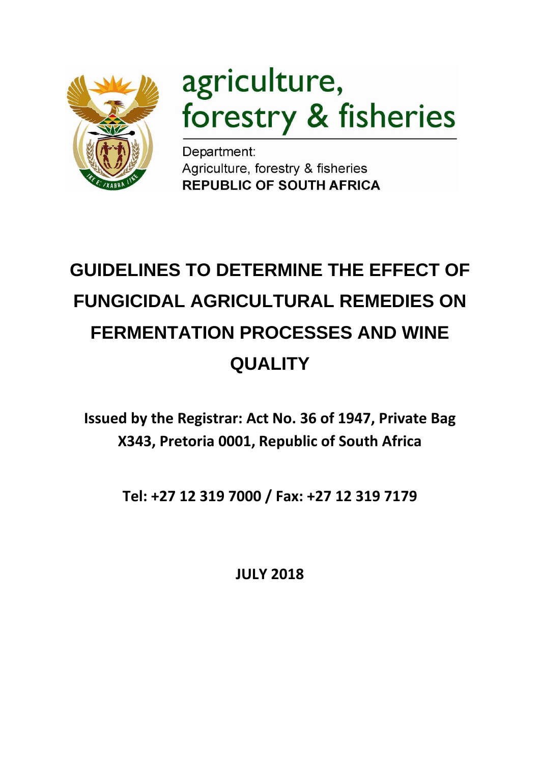agriculture, forestry & fisheries

Department:
Agriculture, forestry & fisheries
**REPUBLIC OF SOUTH AFRICA**

# GUIDELINES TO DETERMINE THE EFFECT OF FUNGICIDAL AGRICULTURAL REMEDIES ON FERMENTATION PROCESSES AND WINE QUALITY

**Issued by the Registrar: Act No. 36 of 1947, Private Bag X343, Pretoria 0001, Republic of South Africa**

**Tel: +27 12 319 7000 / Fax: +27 12 319 7179**

**JULY 2018**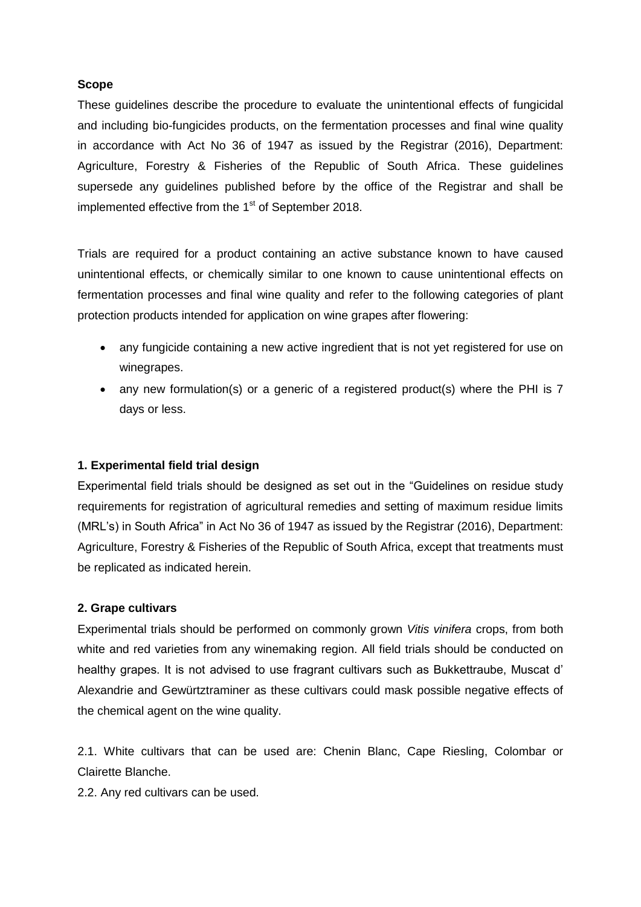**Scope**

These guidelines describe the procedure to evaluate the unintentional effects of fungicidal and including bio-fungicides products, on the fermentation processes and final wine quality in accordance with Act No 36 of 1947 as issued by the Registrar (2016), Department: Agriculture, Forestry & Fisheries of the Republic of South Africa. These guidelines supersede any guidelines published before by the office of the Registrar and shall be implemented effective from the 1st of September 2018.

Trials are required for a product containing an active substance known to have caused unintentional effects, or chemically similar to one known to cause unintentional effects on fermentation processes and final wine quality and refer to the following categories of plant protection products intended for application on wine grapes after flowering:

- any fungicide containing a new active ingredient that is not yet registered for use on winegrapes.
- any new formulation(s) or a generic of a registered product(s) where the PHI is 7 days or less.

**1. Experimental field trial design**

Experimental field trials should be designed as set out in the "Guidelines on residue study requirements for registration of agricultural remedies and setting of maximum residue limits (MRL's) in South Africa" in Act No 36 of 1947 as issued by the Registrar (2016), Department: Agriculture, Forestry & Fisheries of the Republic of South Africa, except that treatments must be replicated as indicated herein.

**2. Grape cultivars**

Experimental trials should be performed on commonly grown *Vitis vinifera* crops, from both white and red varieties from any winemaking region. All field trials should be conducted on healthy grapes. It is not advised to use fragrant cultivars such as Bukkettraube, Muscat d' Alexandrie and Gewürztraminer as these cultivars could mask possible negative effects of the chemical agent on the wine quality.

2.1. White cultivars that can be used are: Chenin Blanc, Cape Riesling, Colombar or Clairette Blanche.

2.2. Any red cultivars can be used.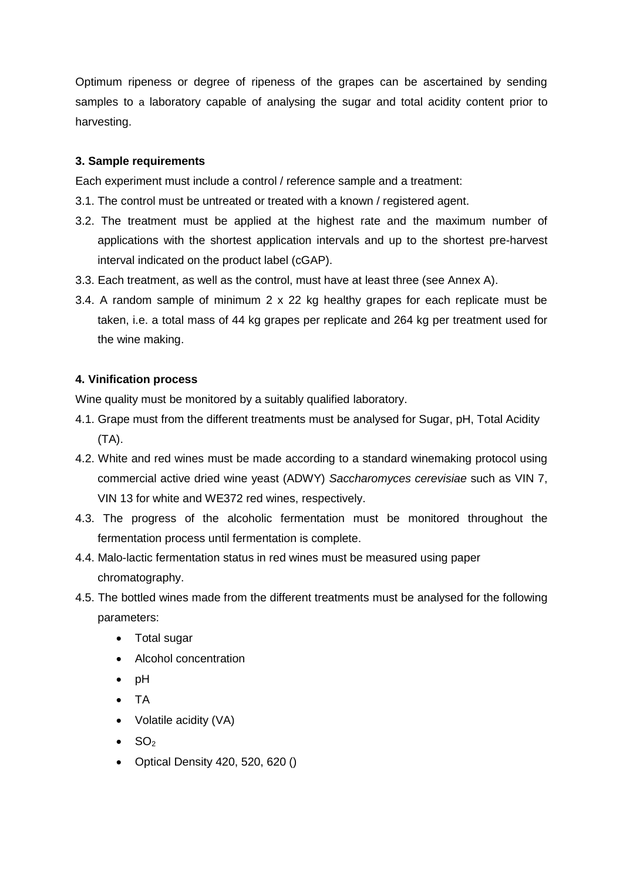Optimum ripeness or degree of ripeness of the grapes can be ascertained by sending samples to a laboratory capable of analysing the sugar and total acidity content prior to harvesting.

**3. Sample requirements**

Each experiment must include a control / reference sample and a treatment:

3.1. The control must be untreated or treated with a known / registered agent.

3.2. The treatment must be applied at the highest rate and the maximum number of applications with the shortest application intervals and up to the shortest pre-harvest interval indicated on the product label (cGAP).

3.3. Each treatment, as well as the control, must have at least three (see Annex A).

3.4. A random sample of minimum 2 x 22 kg healthy grapes for each replicate must be taken, i.e. a total mass of 44 kg grapes per replicate and 264 kg per treatment used for the wine making.

**4. Vinification process**

Wine quality must be monitored by a suitably qualified laboratory.

4.1. Grape must from the different treatments must be analysed for Sugar, pH, Total Acidity (TA).

4.2. White and red wines must be made according to a standard winemaking protocol using commercial active dried wine yeast (ADWY) *Saccharomyces cerevisiae* such as VIN 7, VIN 13 for white and WE372 red wines, respectively.

4.3. The progress of the alcoholic fermentation must be monitored throughout the fermentation process until fermentation is complete.

4.4. Malo-lactic fermentation status in red wines must be measured using paper chromatography.

4.5. The bottled wines made from the different treatments must be analysed for the following parameters:

- Total sugar
- Alcohol concentration
- pH
- TA
- Volatile acidity (VA)
- $SO_2$
- Optical Density 420, 520, 620 ()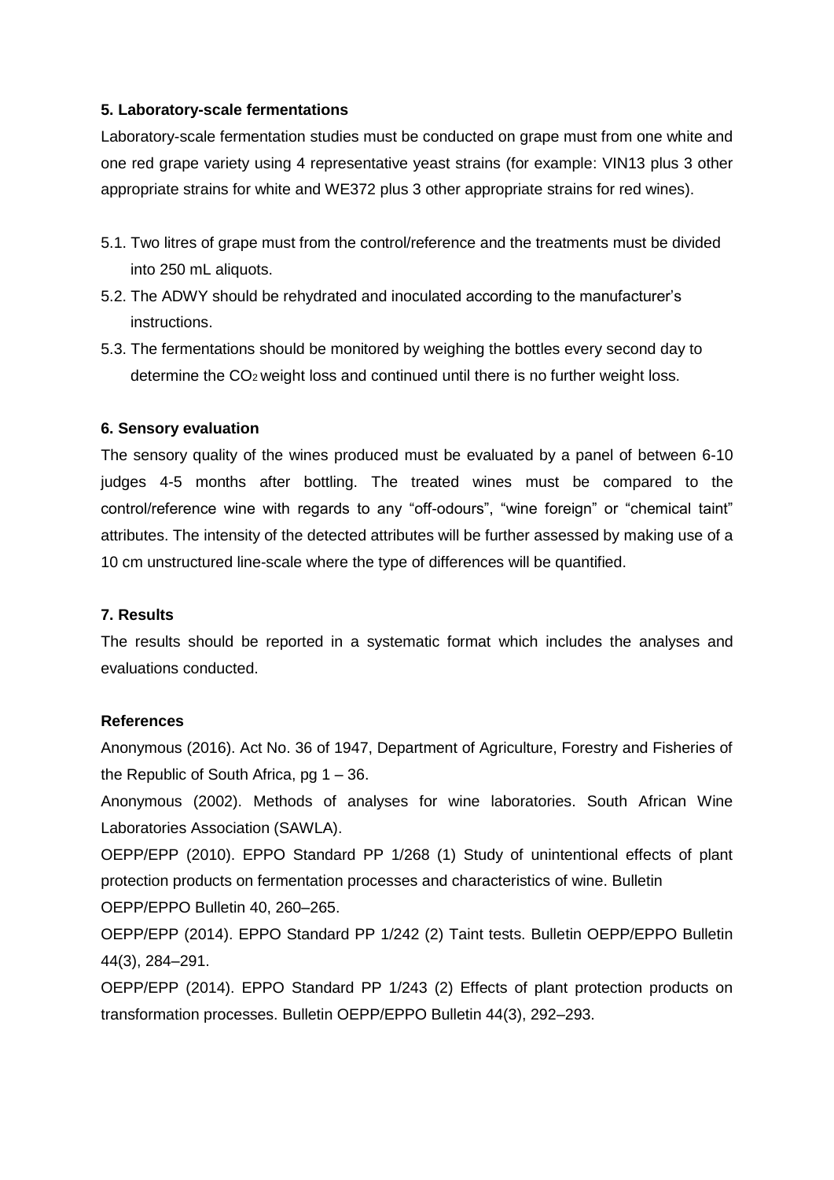### 5. Laboratory-scale fermentations

Laboratory-scale fermentation studies must be conducted on grape must from one white and one red grape variety using 4 representative yeast strains (for example: VIN13 plus 3 other appropriate strains for white and WE372 plus 3 other appropriate strains for red wines).

5.1. Two litres of grape must from the control/reference and the treatments must be divided into 250 mL aliquots.

5.2. The ADWY should be rehydrated and inoculated according to the manufacturer's instructions.

5.3. The fermentations should be monitored by weighing the bottles every second day to determine the $CO_2$ weight loss and continued until there is no further weight loss.

### 6. Sensory evaluation

The sensory quality of the wines produced must be evaluated by a panel of between 6-10 judges 4-5 months after bottling. The treated wines must be compared to the control/reference wine with regards to any "off-odours", "wine foreign" or "chemical taint" attributes. The intensity of the detected attributes will be further assessed by making use of a 10 cm unstructured line-scale where the type of differences will be quantified.

### 7. Results

The results should be reported in a systematic format which includes the analyses and evaluations conducted.

### References

Anonymous (2016). Act No. 36 of 1947, Department of Agriculture, Forestry and Fisheries of the Republic of South Africa, pg 1 – 36.

Anonymous (2002). Methods of analyses for wine laboratories. South African Wine Laboratories Association (SAWLA).

OEPP/EPP (2010). EPPO Standard PP 1/268 (1) Study of unintentional effects of plant protection products on fermentation processes and characteristics of wine. Bulletin OEPP/EPPO Bulletin 40, 260–265.

OEPP/EPP (2014). EPPO Standard PP 1/242 (2) Taint tests. Bulletin OEPP/EPPO Bulletin 44(3), 284–291.

OEPP/EPP (2014). EPPO Standard PP 1/243 (2) Effects of plant protection products on transformation processes. Bulletin OEPP/EPPO Bulletin 44(3), 292–293.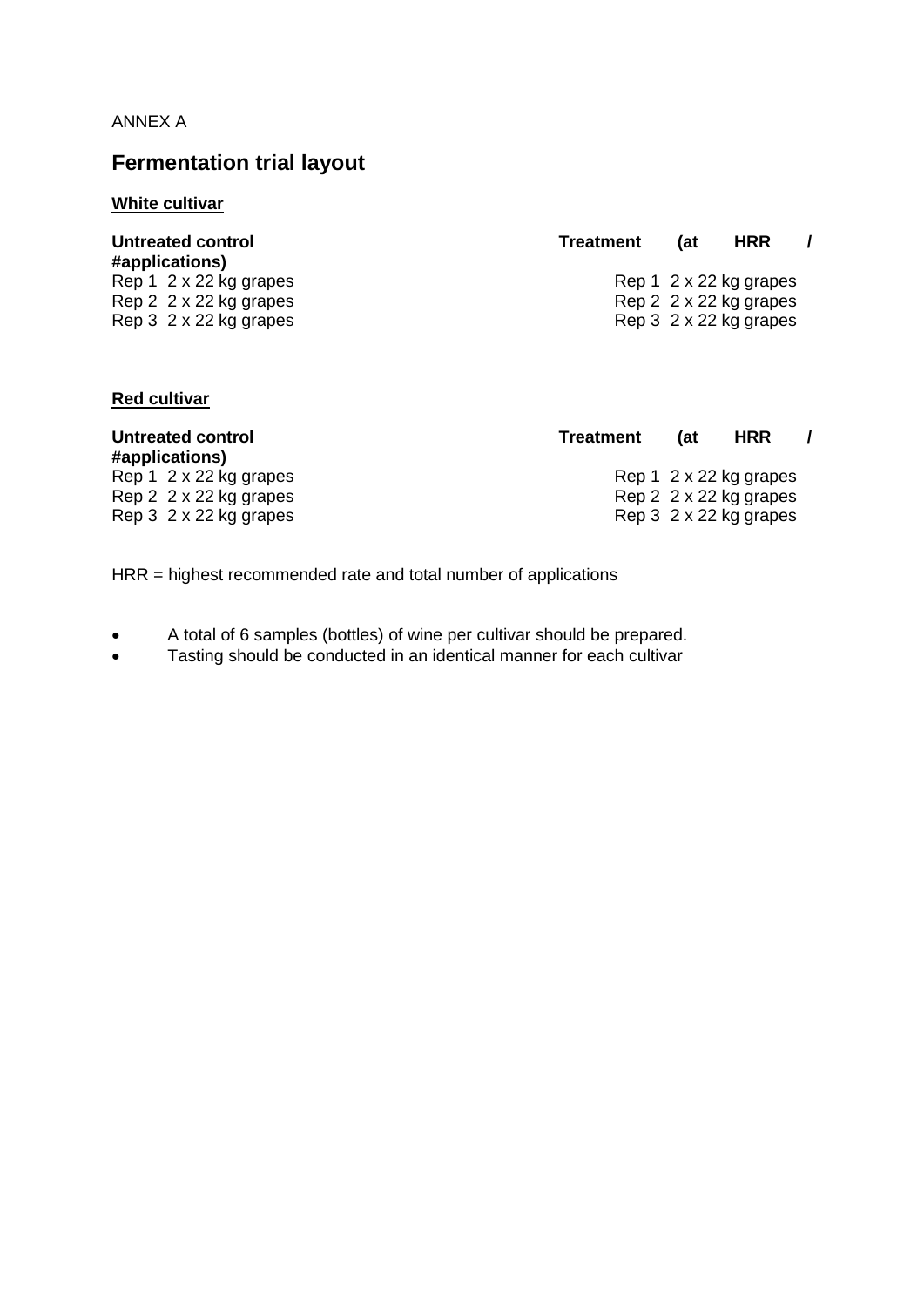ANNEX A

# Fermentation trial layout

## White cultivar

| Untreated control | Treatment (at HRR / #applications) |
|---|---|
| Rep 1 2 x 22 kg grapes | Rep 1 2 x 22 kg grapes |
| Rep 2 2 x 22 kg grapes | Rep 2 2 x 22 kg grapes |
| Rep 3 2 x 22 kg grapes | Rep 3 2 x 22 kg grapes |

## Red cultivar

| Untreated control | Treatment (at HRR / #applications) |
|---|---|
| Rep 1 2 x 22 kg grapes | Rep 1 2 x 22 kg grapes |
| Rep 2 2 x 22 kg grapes | Rep 2 2 x 22 kg grapes |
| Rep 3 2 x 22 kg grapes | Rep 3 2 x 22 kg grapes |

HRR = highest recommended rate and total number of applications

- A total of 6 samples (bottles) of wine per cultivar should be prepared.
- Tasting should be conducted in an identical manner for each cultivar